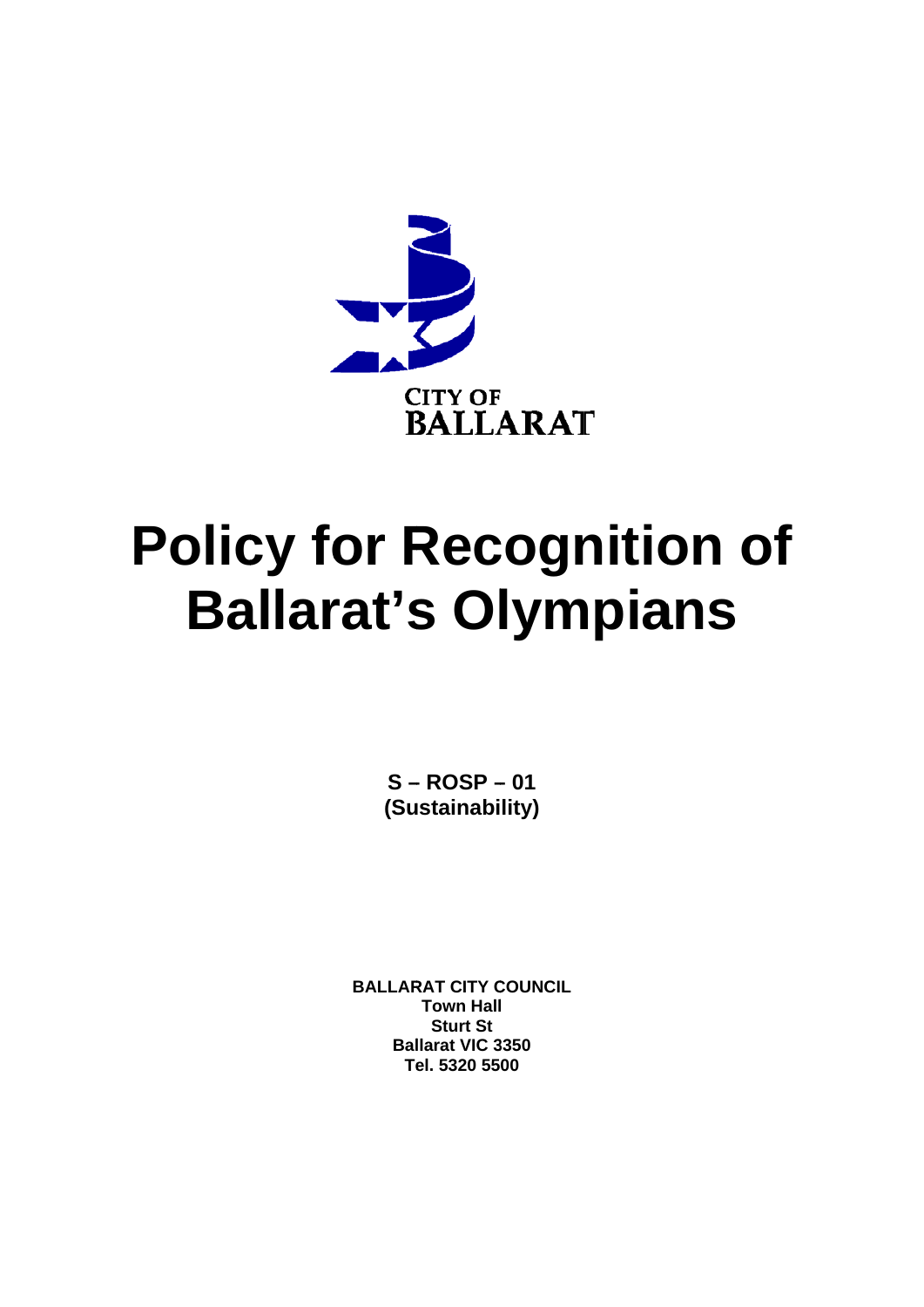CITY OF
BALLARAT

# Policy for Recognition of Ballarat's Olympians

**S – ROSP – 01**
**(Sustainability)**

**BALLARAT CITY COUNCIL**
**Town Hall**
**Sturt St**
**Ballarat VIC 3350**
**Tel. 5320 5500**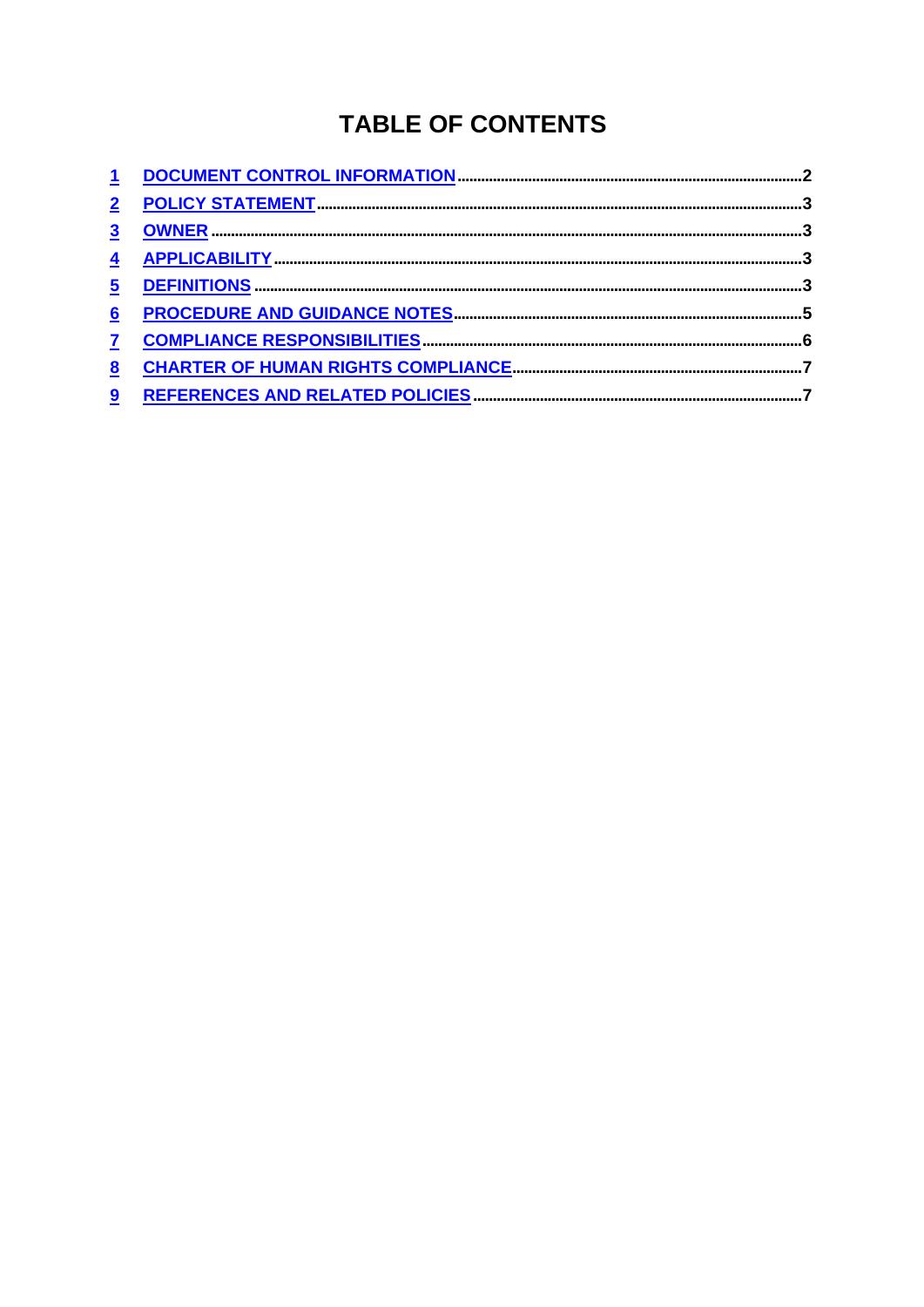# TABLE OF CONTENTS

| | | |
|---|---|---|
| 1 | DOCUMENT CONTROL INFORMATION | 2 |
| 2 | POLICY STATEMENT | 3 |
| 3 | OWNER | 3 |
| 4 | APPLICABILITY | 3 |
| 5 | DEFINITIONS | 3 |
| 6 | PROCEDURE AND GUIDANCE NOTES | 5 |
| 7 | COMPLIANCE RESPONSIBILITIES | 6 |
| 8 | CHARTER OF HUMAN RIGHTS COMPLIANCE | 7 |
| 9 | REFERENCES AND RELATED POLICIES | 7 |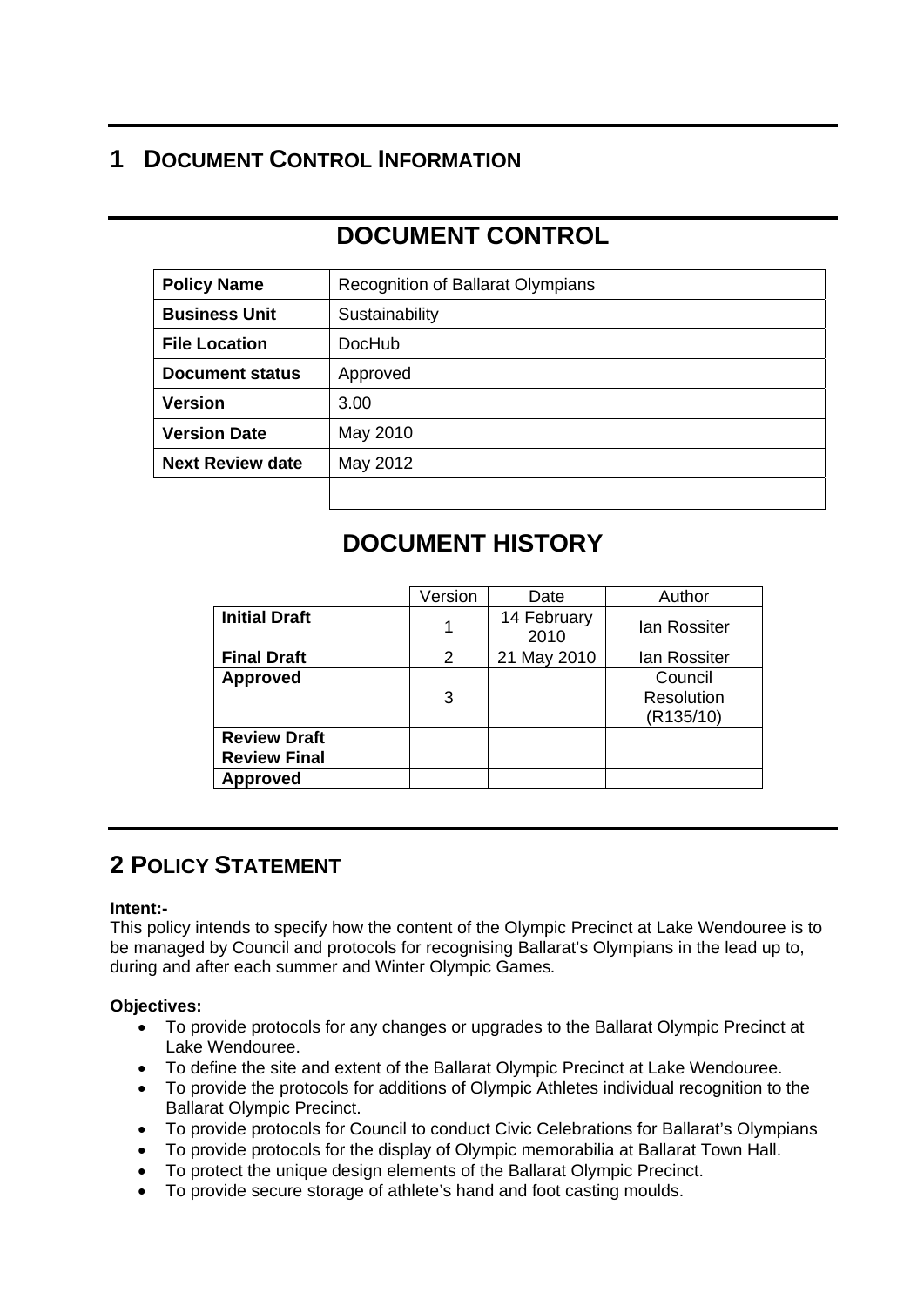# 1 DOCUMENT CONTROL INFORMATION

## DOCUMENT CONTROL

| **Policy Name** | Recognition of Ballarat Olympians |
|---|---|
| **Business Unit** | Sustainability |
| **File Location** | DocHub |
| **Document status** | Approved |
| **Version** | 3.00 |
| **Version Date** | May 2010 |
| **Next Review date** | May 2012 |
| | |

## DOCUMENT HISTORY

| | Version | Date | Author |
|---|---|---|---|
| **Initial Draft** | 1 | 14 February 2010 | Ian Rossiter |
| **Final Draft** | 2 | 21 May 2010 | Ian Rossiter |
| **Approved** | 3 | | Council Resolution (R135/10) |
| **Review Draft** | | | |
| **Review Final** | | | |
| **Approved** | | | |

# 2 POLICY STATEMENT

**Intent:-**
This policy intends to specify how the content of the Olympic Precinct at Lake Wendouree is to be managed by Council and protocols for recognising Ballarat's Olympians in the lead up to, during and after each summer and Winter Olympic Games.

**Objectives:**

- To provide protocols for any changes or upgrades to the Ballarat Olympic Precinct at Lake Wendouree.
- To define the site and extent of the Ballarat Olympic Precinct at Lake Wendouree.
- To provide the protocols for additions of Olympic Athletes individual recognition to the Ballarat Olympic Precinct.
- To provide protocols for Council to conduct Civic Celebrations for Ballarat's Olympians
- To provide protocols for the display of Olympic memorabilia at Ballarat Town Hall.
- To protect the unique design elements of the Ballarat Olympic Precinct.
- To provide secure storage of athlete's hand and foot casting moulds.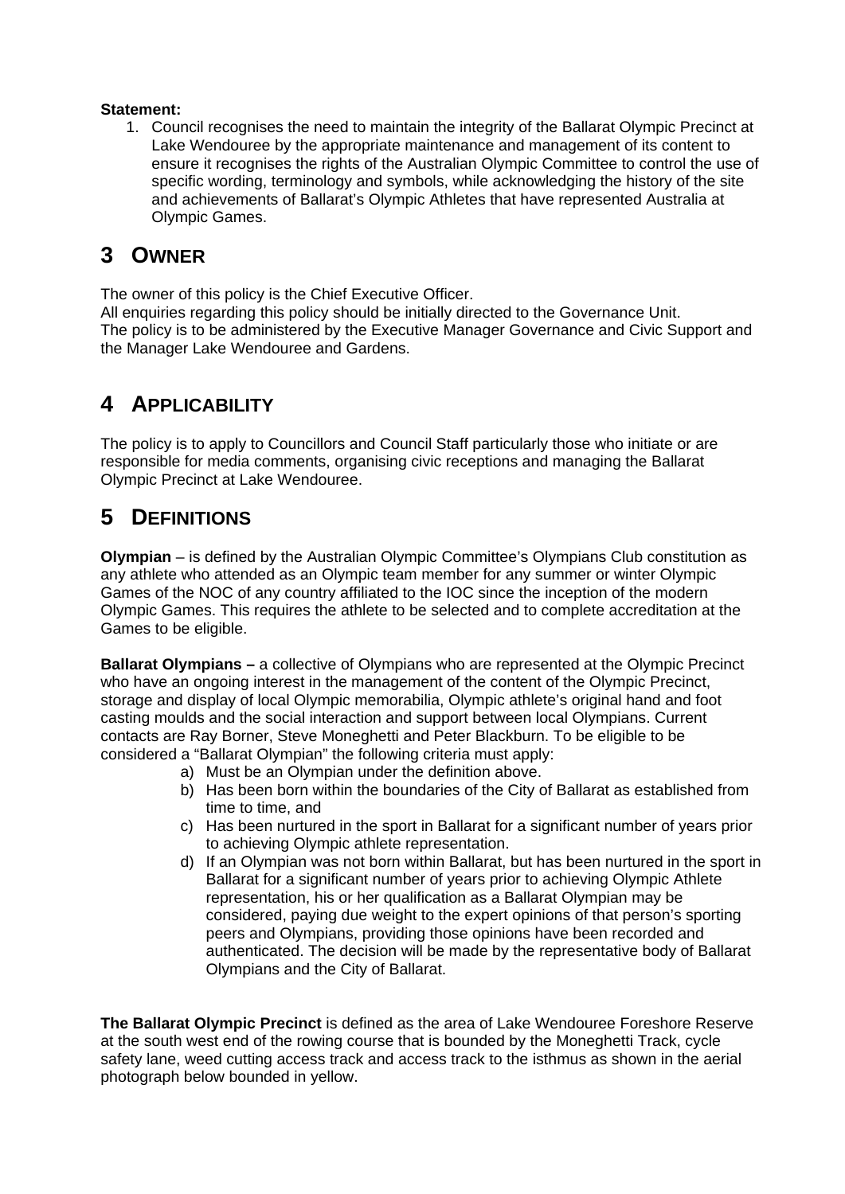**Statement:**

1. Council recognises the need to maintain the integrity of the Ballarat Olympic Precinct at Lake Wendouree by the appropriate maintenance and management of its content to ensure it recognises the rights of the Australian Olympic Committee to control the use of specific wording, terminology and symbols, while acknowledging the history of the site and achievements of Ballarat's Olympic Athletes that have represented Australia at Olympic Games.

# 3 OWNER

The owner of this policy is the Chief Executive Officer.
All enquiries regarding this policy should be initially directed to the Governance Unit.
The policy is to be administered by the Executive Manager Governance and Civic Support and the Manager Lake Wendouree and Gardens.

# 4 APPLICABILITY

The policy is to apply to Councillors and Council Staff particularly those who initiate or are responsible for media comments, organising civic receptions and managing the Ballarat Olympic Precinct at Lake Wendouree.

# 5 DEFINITIONS

**Olympian** – is defined by the Australian Olympic Committee's Olympians Club constitution as any athlete who attended as an Olympic team member for any summer or winter Olympic Games of the NOC of any country affiliated to the IOC since the inception of the modern Olympic Games. This requires the athlete to be selected and to complete accreditation at the Games to be eligible.

**Ballarat Olympians –** a collective of Olympians who are represented at the Olympic Precinct who have an ongoing interest in the management of the content of the Olympic Precinct, storage and display of local Olympic memorabilia, Olympic athlete's original hand and foot casting moulds and the social interaction and support between local Olympians. Current contacts are Ray Borner, Steve Moneghetti and Peter Blackburn. To be eligible to be considered a "Ballarat Olympian" the following criteria must apply:

a) Must be an Olympian under the definition above.
b) Has been born within the boundaries of the City of Ballarat as established from time to time, and
c) Has been nurtured in the sport in Ballarat for a significant number of years prior to achieving Olympic athlete representation.
d) If an Olympian was not born within Ballarat, but has been nurtured in the sport in Ballarat for a significant number of years prior to achieving Olympic Athlete representation, his or her qualification as a Ballarat Olympian may be considered, paying due weight to the expert opinions of that person's sporting peers and Olympians, providing those opinions have been recorded and authenticated. The decision will be made by the representative body of Ballarat Olympians and the City of Ballarat.

**The Ballarat Olympic Precinct** is defined as the area of Lake Wendouree Foreshore Reserve at the south west end of the rowing course that is bounded by the Moneghetti Track, cycle safety lane, weed cutting access track and access track to the isthmus as shown in the aerial photograph below bounded in yellow.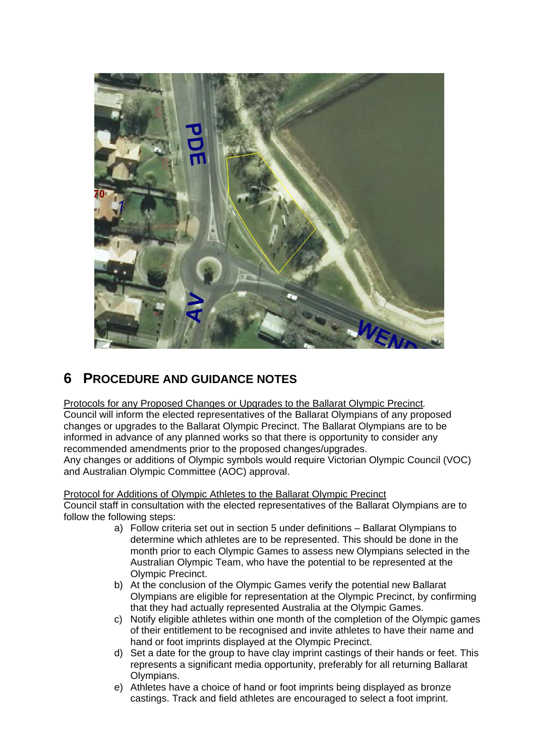# 6 PROCEDURE AND GUIDANCE NOTES

Protocols for any Proposed Changes or Upgrades to the Ballarat Olympic Precinct.
Council will inform the elected representatives of the Ballarat Olympians of any proposed changes or upgrades to the Ballarat Olympic Precinct. The Ballarat Olympians are to be informed in advance of any planned works so that there is opportunity to consider any recommended amendments prior to the proposed changes/upgrades.
Any changes or additions of Olympic symbols would require Victorian Olympic Council (VOC) and Australian Olympic Committee (AOC) approval.

Protocol for Additions of Olympic Athletes to the Ballarat Olympic Precinct
Council staff in consultation with the elected representatives of the Ballarat Olympians are to follow the following steps:

a) Follow criteria set out in section 5 under definitions – Ballarat Olympians to determine which athletes are to be represented. This should be done in the month prior to each Olympic Games to assess new Olympians selected in the Australian Olympic Team, who have the potential to be represented at the Olympic Precinct.
b) At the conclusion of the Olympic Games verify the potential new Ballarat Olympians are eligible for representation at the Olympic Precinct, by confirming that they had actually represented Australia at the Olympic Games.
c) Notify eligible athletes within one month of the completion of the Olympic games of their entitlement to be recognised and invite athletes to have their name and hand or foot imprints displayed at the Olympic Precinct.
d) Set a date for the group to have clay imprint castings of their hands or feet. This represents a significant media opportunity, preferably for all returning Ballarat Olympians.
e) Athletes have a choice of hand or foot imprints being displayed as bronze castings. Track and field athletes are encouraged to select a foot imprint.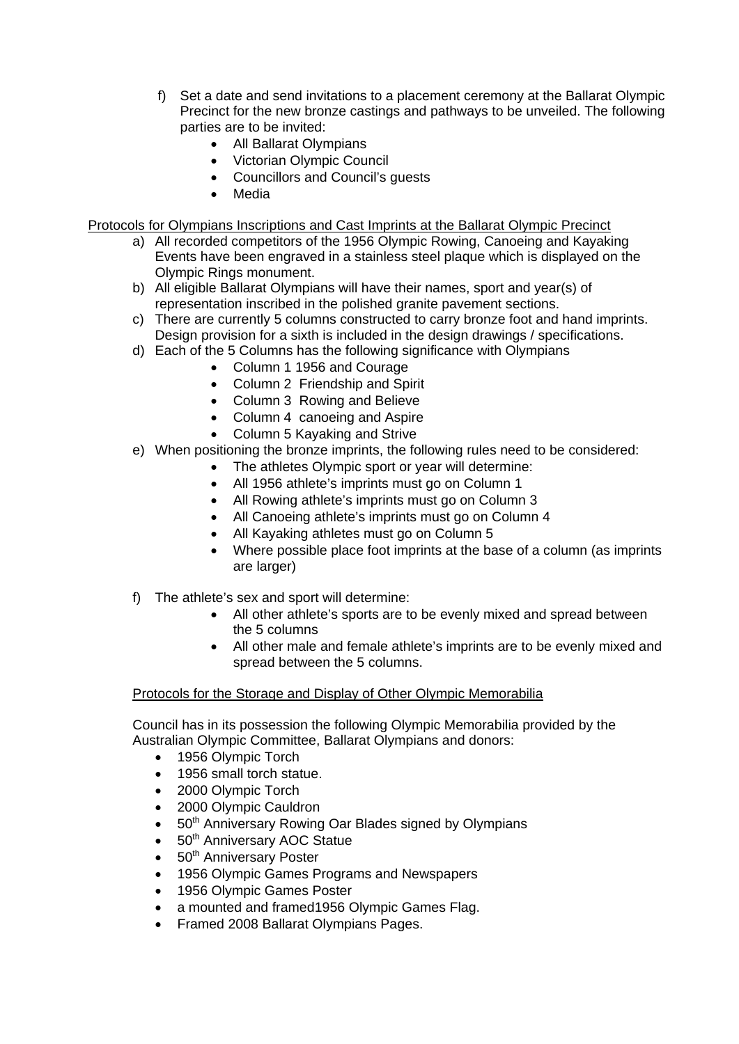f) Set a date and send invitations to a placement ceremony at the Ballarat Olympic Precinct for the new bronze castings and pathways to be unveiled. The following parties are to be invited:
    - All Ballarat Olympians
    - Victorian Olympic Council
    - Councillors and Council's guests
    - Media

<u>Protocols for Olympians Inscriptions and Cast Imprints at the Ballarat Olympic Precinct</u>

a) All recorded competitors of the 1956 Olympic Rowing, Canoeing and Kayaking Events have been engraved in a stainless steel plaque which is displayed on the Olympic Rings monument.
b) All eligible Ballarat Olympians will have their names, sport and year(s) of representation inscribed in the polished granite pavement sections.
c) There are currently 5 columns constructed to carry bronze foot and hand imprints. Design provision for a sixth is included in the design drawings / specifications.
d) Each of the 5 Columns has the following significance with Olympians
    - Column 1 1956 and Courage
    - Column 2 Friendship and Spirit
    - Column 3 Rowing and Believe
    - Column 4 canoeing and Aspire
    - Column 5 Kayaking and Strive
e) When positioning the bronze imprints, the following rules need to be considered:
    - The athletes Olympic sport or year will determine:
    - All 1956 athlete's imprints must go on Column 1
    - All Rowing athlete's imprints must go on Column 3
    - All Canoeing athlete's imprints must go on Column 4
    - All Kayaking athletes must go on Column 5
    - Where possible place foot imprints at the base of a column (as imprints are larger)
f) The athlete's sex and sport will determine:
    - All other athlete's sports are to be evenly mixed and spread between the 5 columns
    - All other male and female athlete's imprints are to be evenly mixed and spread between the 5 columns.

<u>Protocols for the Storage and Display of Other Olympic Memorabilia</u>

Council has in its possession the following Olympic Memorabilia provided by the Australian Olympic Committee, Ballarat Olympians and donors:

- 1956 Olympic Torch
- 1956 small torch statue.
- 2000 Olympic Torch
- 2000 Olympic Cauldron
- 50th Anniversary Rowing Oar Blades signed by Olympians
- 50th Anniversary AOC Statue
- 50th Anniversary Poster
- 1956 Olympic Games Programs and Newspapers
- 1956 Olympic Games Poster
- a mounted and framed1956 Olympic Games Flag.
- Framed 2008 Ballarat Olympians Pages.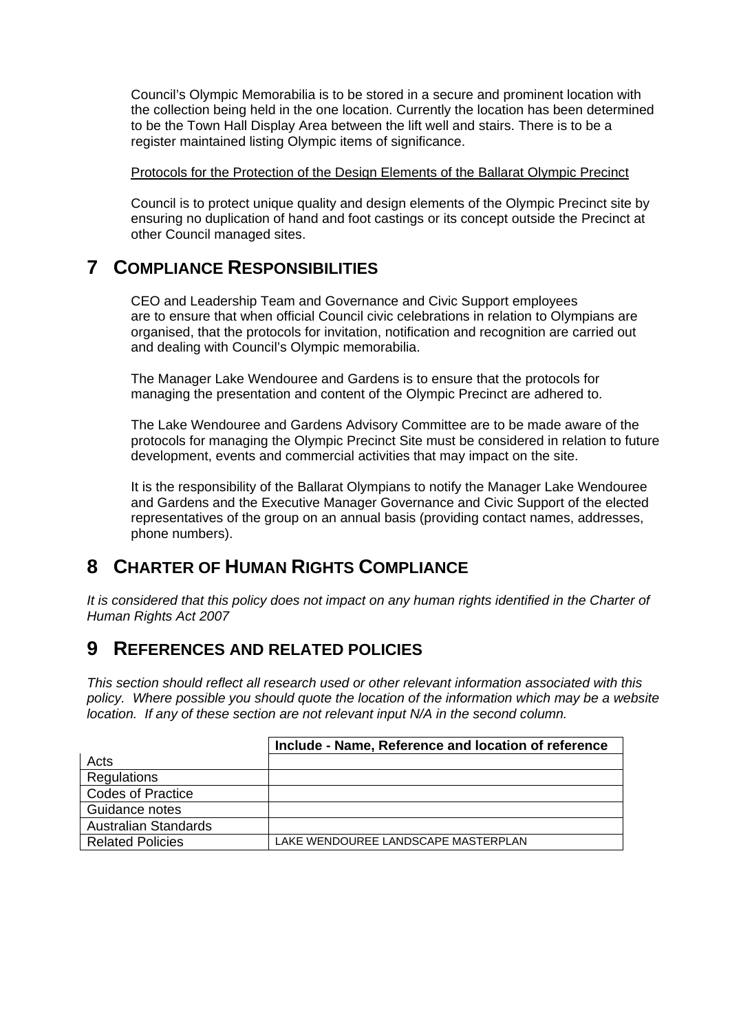Council's Olympic Memorabilia is to be stored in a secure and prominent location with the collection being held in the one location. Currently the location has been determined to be the Town Hall Display Area between the lift well and stairs. There is to be a register maintained listing Olympic items of significance.

<u>Protocols for the Protection of the Design Elements of the Ballarat Olympic Precinct</u>

Council is to protect unique quality and design elements of the Olympic Precinct site by ensuring no duplication of hand and foot castings or its concept outside the Precinct at other Council managed sites.

# 7 COMPLIANCE RESPONSIBILITIES

CEO and Leadership Team and Governance and Civic Support employees are to ensure that when official Council civic celebrations in relation to Olympians are organised, that the protocols for invitation, notification and recognition are carried out and dealing with Council's Olympic memorabilia.

The Manager Lake Wendouree and Gardens is to ensure that the protocols for managing the presentation and content of the Olympic Precinct are adhered to.

The Lake Wendouree and Gardens Advisory Committee are to be made aware of the protocols for managing the Olympic Precinct Site must be considered in relation to future development, events and commercial activities that may impact on the site.

It is the responsibility of the Ballarat Olympians to notify the Manager Lake Wendouree and Gardens and the Executive Manager Governance and Civic Support of the elected representatives of the group on an annual basis (providing contact names, addresses, phone numbers).

# 8 CHARTER OF HUMAN RIGHTS COMPLIANCE

*It is considered that this policy does not impact on any human rights identified in the Charter of Human Rights Act 2007*

# 9 REFERENCES AND RELATED POLICIES

*This section should reflect all research used or other relevant information associated with this policy. Where possible you should quote the location of the information which may be a website location. If any of these section are not relevant input N/A in the second column.*

| | **Include - Name, Reference and location of reference** |
|---|---|
| Acts | |
| Regulations | |
| Codes of Practice | |
| Guidance notes | |
| Australian Standards | |
| Related Policies | LAKE WENDOUREE LANDSCAPE MASTERPLAN |